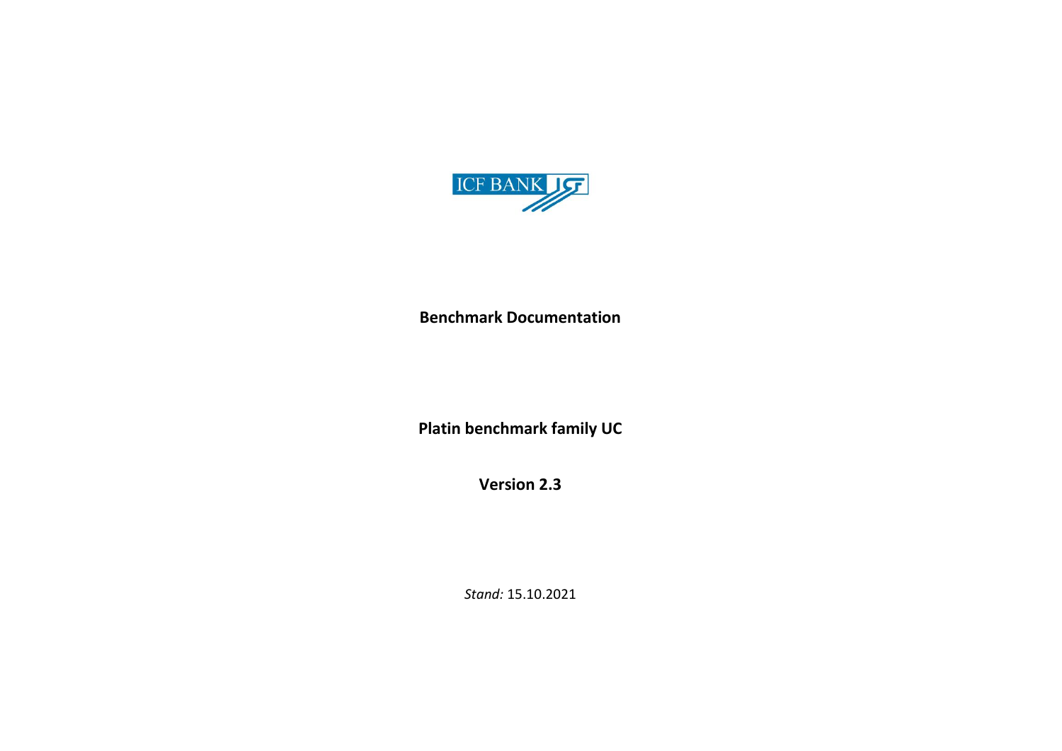ICF BANK

**Benchmark Documentation**

**Platin benchmark family UC**

**Version 2.3**

*Stand:* 15.10.2021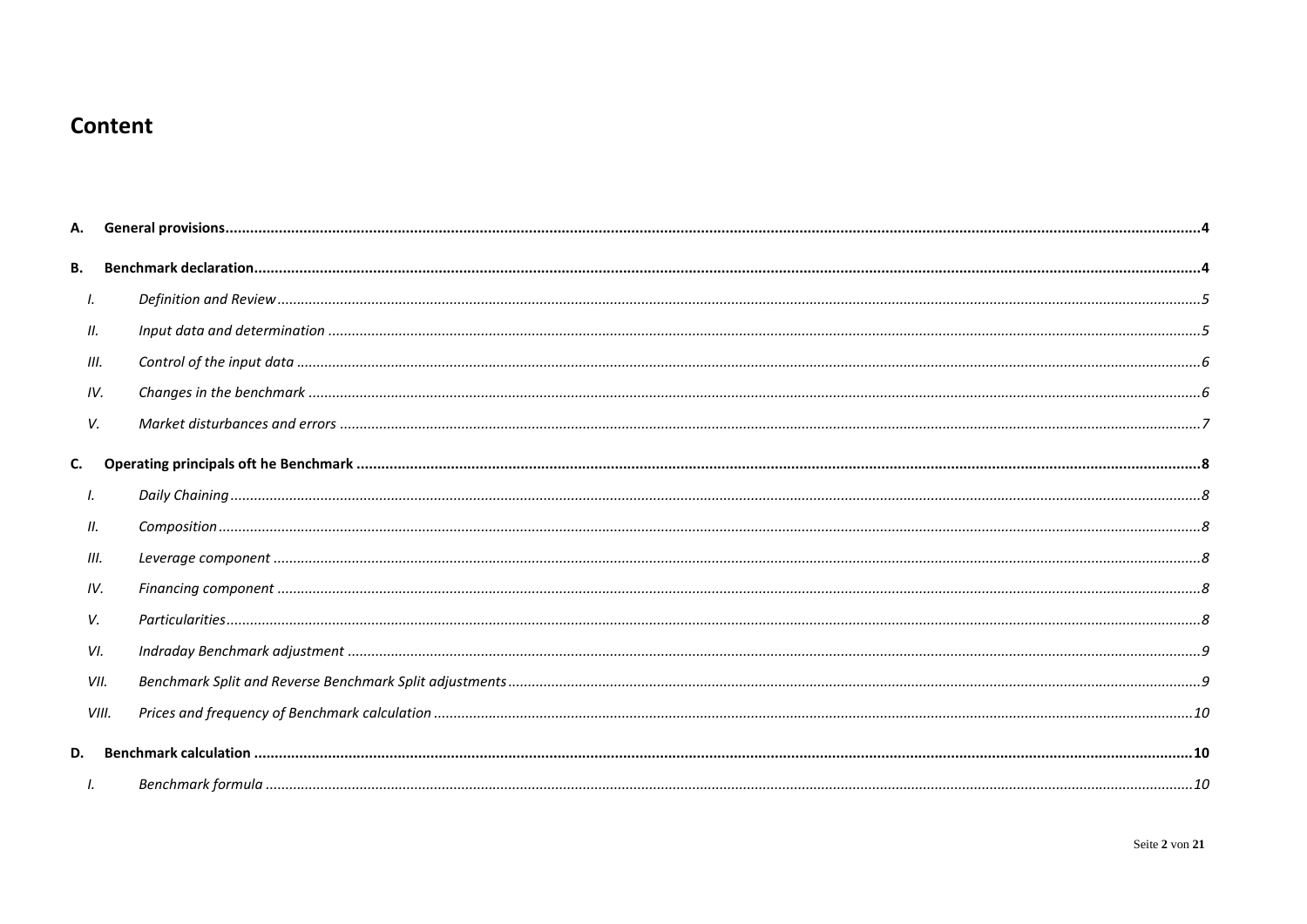# Content

**A. General provisions** .......... **4**

**B. Benchmark declaration** .......... **4**

- *I. Definition and Review* .......... *5*
- *II. Input data and determination* .......... *5*
- *III. Control of the input data* .......... *6*
- *IV. Changes in the benchmark* .......... *6*
- *V. Market disturbances and errors* .......... *7*

**C. Operating principals oft he Benchmark** .......... **8**

- *I. Daily Chaining* .......... *8*
- *II. Composition* .......... *8*
- *III. Leverage component* .......... *8*
- *IV. Financing component* .......... *8*
- *V. Particularities* .......... *8*
- *VI. Indraday Benchmark adjustment* .......... *9*
- *VII. Benchmark Split and Reverse Benchmark Split adjustments* .......... *9*
- *VIII. Prices and frequency of Benchmark calculation* .......... *10*

**D. Benchmark calculation** .......... **10**

- *I. Benchmark formula* .......... *10*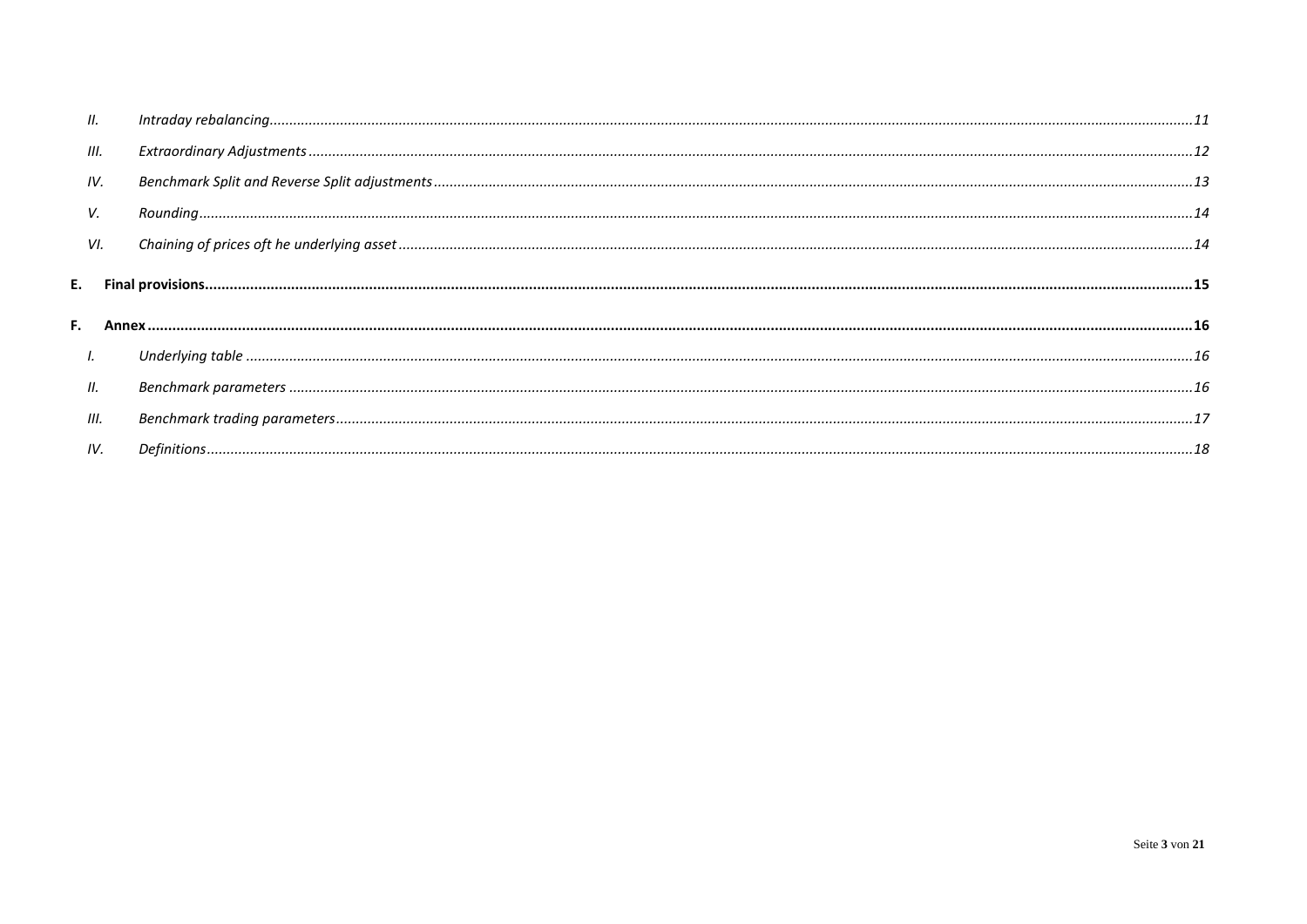II. *Intraday rebalancing* ... 11

III. *Extraordinary Adjustments* ... 12

IV. *Benchmark Split and Reverse Split adjustments* ... 13

V. *Rounding* ... 14

VI. *Chaining of prices oft he underlying asset* ... 14

**E. Final provisions** ... **15**

**F. Annex** ... **16**

I. *Underlying table* ... 16

II. *Benchmark parameters* ... 16

III. *Benchmark trading parameters* ... 17

IV. *Definitions* ... 18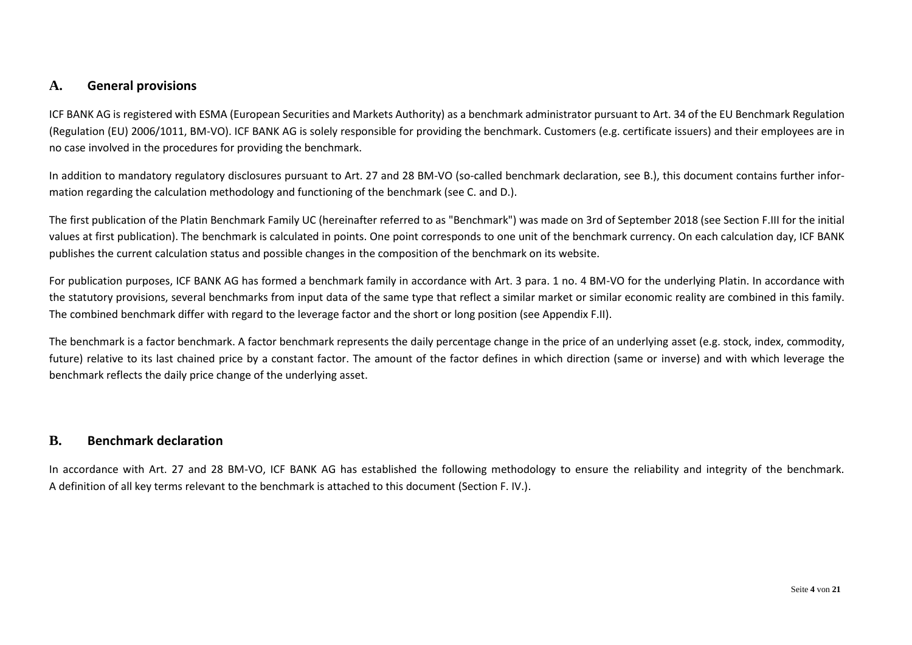## A. General provisions

ICF BANK AG is registered with ESMA (European Securities and Markets Authority) as a benchmark administrator pursuant to Art. 34 of the EU Benchmark Regulation (Regulation (EU) 2006/1011, BM-VO). ICF BANK AG is solely responsible for providing the benchmark. Customers (e.g. certificate issuers) and their employees are in no case involved in the procedures for providing the benchmark.

In addition to mandatory regulatory disclosures pursuant to Art. 27 and 28 BM-VO (so-called benchmark declaration, see B.), this document contains further information regarding the calculation methodology and functioning of the benchmark (see C. and D.).

The first publication of the Platin Benchmark Family UC (hereinafter referred to as "Benchmark") was made on 3rd of September 2018 (see Section F.III for the initial values at first publication). The benchmark is calculated in points. One point corresponds to one unit of the benchmark currency. On each calculation day, ICF BANK publishes the current calculation status and possible changes in the composition of the benchmark on its website.

For publication purposes, ICF BANK AG has formed a benchmark family in accordance with Art. 3 para. 1 no. 4 BM-VO for the underlying Platin. In accordance with the statutory provisions, several benchmarks from input data of the same type that reflect a similar market or similar economic reality are combined in this family. The combined benchmark differ with regard to the leverage factor and the short or long position (see Appendix F.II).

The benchmark is a factor benchmark. A factor benchmark represents the daily percentage change in the price of an underlying asset (e.g. stock, index, commodity, future) relative to its last chained price by a constant factor. The amount of the factor defines in which direction (same or inverse) and with which leverage the benchmark reflects the daily price change of the underlying asset.

## B. Benchmark declaration

In accordance with Art. 27 and 28 BM-VO, ICF BANK AG has established the following methodology to ensure the reliability and integrity of the benchmark. A definition of all key terms relevant to the benchmark is attached to this document (Section F. IV.).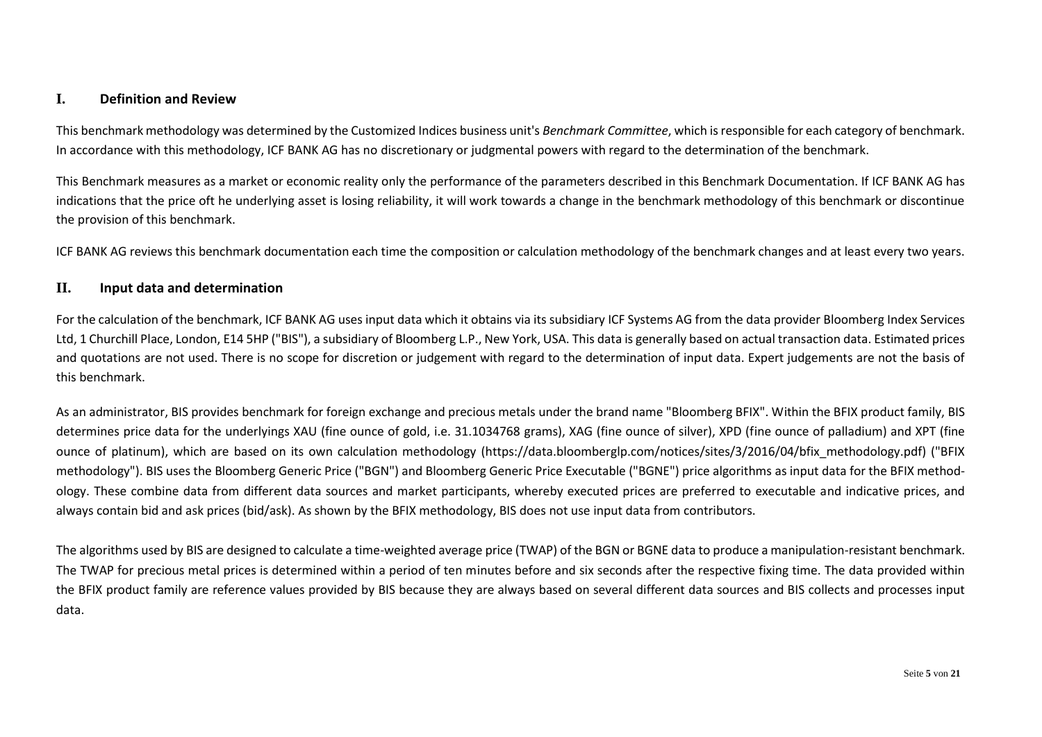## I. Definition and Review

This benchmark methodology was determined by the Customized Indices business unit's *Benchmark Committee*, which is responsible for each category of benchmark. In accordance with this methodology, ICF BANK AG has no discretionary or judgmental powers with regard to the determination of the benchmark.

This Benchmark measures as a market or economic reality only the performance of the parameters described in this Benchmark Documentation. If ICF BANK AG has indications that the price oft he underlying asset is losing reliability, it will work towards a change in the benchmark methodology of this benchmark or discontinue the provision of this benchmark.

ICF BANK AG reviews this benchmark documentation each time the composition or calculation methodology of the benchmark changes and at least every two years.

## II. Input data and determination

For the calculation of the benchmark, ICF BANK AG uses input data which it obtains via its subsidiary ICF Systems AG from the data provider Bloomberg Index Services Ltd, 1 Churchill Place, London, E14 5HP ("BIS"), a subsidiary of Bloomberg L.P., New York, USA. This data is generally based on actual transaction data. Estimated prices and quotations are not used. There is no scope for discretion or judgement with regard to the determination of input data. Expert judgements are not the basis of this benchmark.

As an administrator, BIS provides benchmark for foreign exchange and precious metals under the brand name "Bloomberg BFIX". Within the BFIX product family, BIS determines price data for the underlyings XAU (fine ounce of gold, i.e. 31.1034768 grams), XAG (fine ounce of silver), XPD (fine ounce of palladium) and XPT (fine ounce of platinum), which are based on its own calculation methodology (https://data.bloomberglp.com/notices/sites/3/2016/04/bfix_methodology.pdf) ("BFIX methodology"). BIS uses the Bloomberg Generic Price ("BGN") and Bloomberg Generic Price Executable ("BGNE") price algorithms as input data for the BFIX methodology. These combine data from different data sources and market participants, whereby executed prices are preferred to executable and indicative prices, and always contain bid and ask prices (bid/ask). As shown by the BFIX methodology, BIS does not use input data from contributors.

The algorithms used by BIS are designed to calculate a time-weighted average price (TWAP) of the BGN or BGNE data to produce a manipulation-resistant benchmark. The TWAP for precious metal prices is determined within a period of ten minutes before and six seconds after the respective fixing time. The data provided within the BFIX product family are reference values provided by BIS because they are always based on several different data sources and BIS collects and processes input data.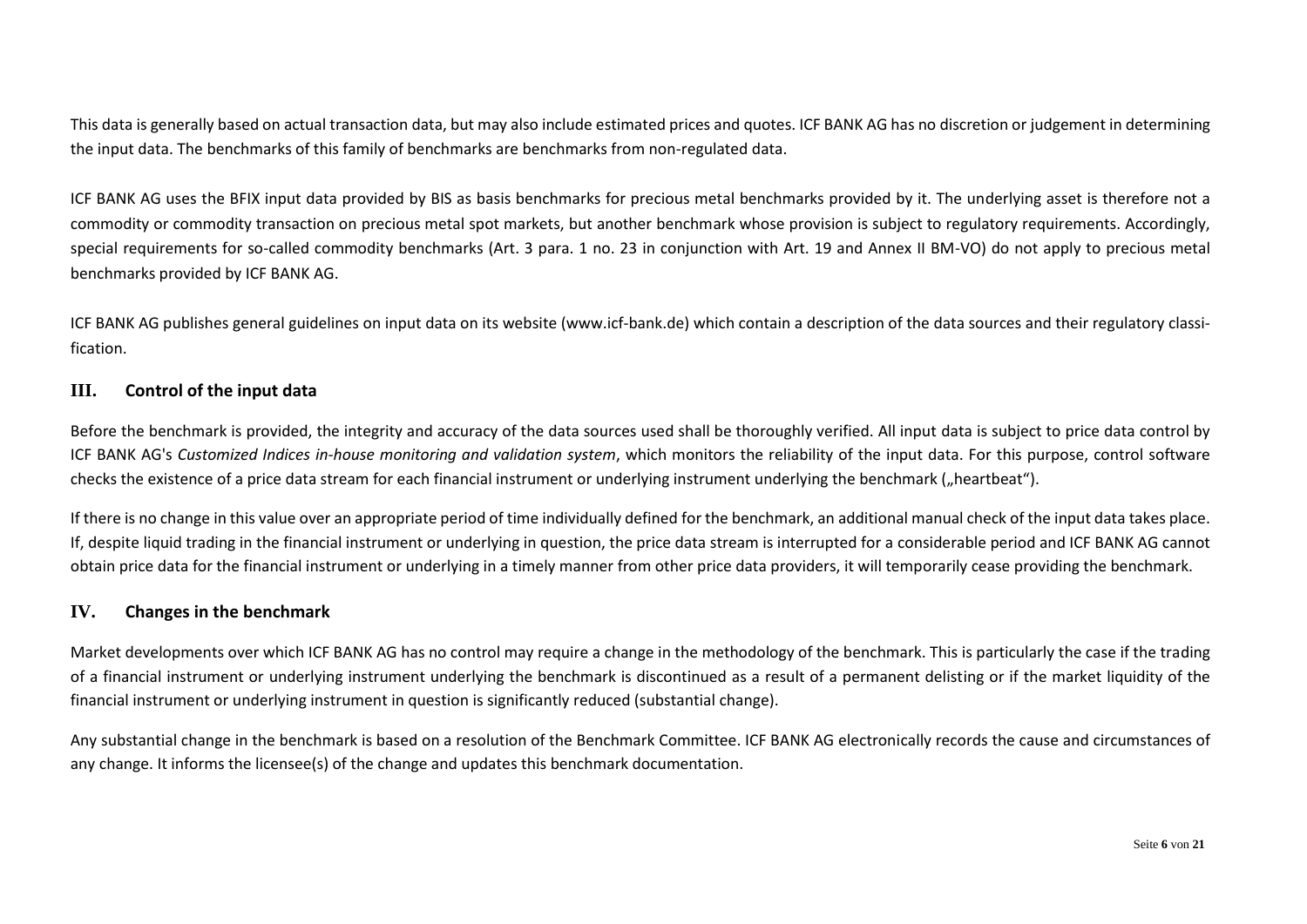This data is generally based on actual transaction data, but may also include estimated prices and quotes. ICF BANK AG has no discretion or judgement in determining the input data. The benchmarks of this family of benchmarks are benchmarks from non-regulated data.

ICF BANK AG uses the BFIX input data provided by BIS as basis benchmarks for precious metal benchmarks provided by it. The underlying asset is therefore not a commodity or commodity transaction on precious metal spot markets, but another benchmark whose provision is subject to regulatory requirements. Accordingly, special requirements for so-called commodity benchmarks (Art. 3 para. 1 no. 23 in conjunction with Art. 19 and Annex II BM-VO) do not apply to precious metal benchmarks provided by ICF BANK AG.

ICF BANK AG publishes general guidelines on input data on its website (www.icf-bank.de) which contain a description of the data sources and their regulatory classification.

## III. Control of the input data

Before the benchmark is provided, the integrity and accuracy of the data sources used shall be thoroughly verified. All input data is subject to price data control by ICF BANK AG's *Customized Indices in-house monitoring and validation system*, which monitors the reliability of the input data. For this purpose, control software checks the existence of a price data stream for each financial instrument or underlying instrument underlying the benchmark („heartbeat").

If there is no change in this value over an appropriate period of time individually defined for the benchmark, an additional manual check of the input data takes place. If, despite liquid trading in the financial instrument or underlying in question, the price data stream is interrupted for a considerable period and ICF BANK AG cannot obtain price data for the financial instrument or underlying in a timely manner from other price data providers, it will temporarily cease providing the benchmark.

## IV. Changes in the benchmark

Market developments over which ICF BANK AG has no control may require a change in the methodology of the benchmark. This is particularly the case if the trading of a financial instrument or underlying instrument underlying the benchmark is discontinued as a result of a permanent delisting or if the market liquidity of the financial instrument or underlying instrument in question is significantly reduced (substantial change).

Any substantial change in the benchmark is based on a resolution of the Benchmark Committee. ICF BANK AG electronically records the cause and circumstances of any change. It informs the licensee(s) of the change and updates this benchmark documentation.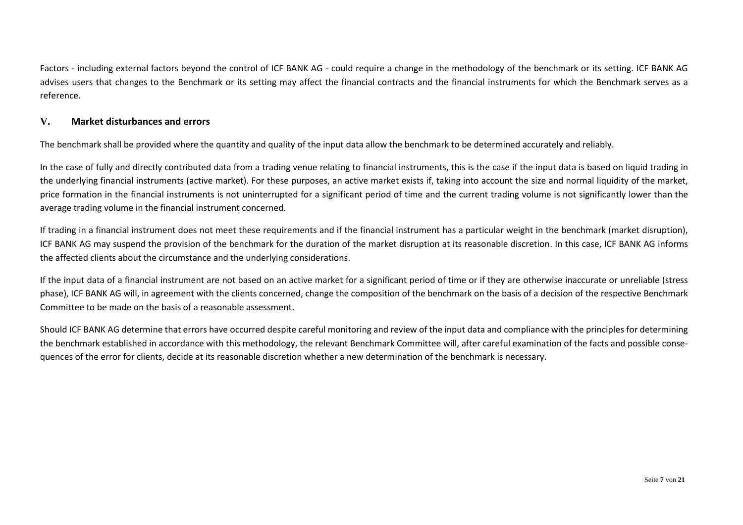Factors - including external factors beyond the control of ICF BANK AG - could require a change in the methodology of the benchmark or its setting. ICF BANK AG advises users that changes to the Benchmark or its setting may affect the financial contracts and the financial instruments for which the Benchmark serves as a reference.

## V. Market disturbances and errors

The benchmark shall be provided where the quantity and quality of the input data allow the benchmark to be determined accurately and reliably.

In the case of fully and directly contributed data from a trading venue relating to financial instruments, this is the case if the input data is based on liquid trading in the underlying financial instruments (active market). For these purposes, an active market exists if, taking into account the size and normal liquidity of the market, price formation in the financial instruments is not uninterrupted for a significant period of time and the current trading volume is not significantly lower than the average trading volume in the financial instrument concerned.

If trading in a financial instrument does not meet these requirements and if the financial instrument has a particular weight in the benchmark (market disruption), ICF BANK AG may suspend the provision of the benchmark for the duration of the market disruption at its reasonable discretion. In this case, ICF BANK AG informs the affected clients about the circumstance and the underlying considerations.

If the input data of a financial instrument are not based on an active market for a significant period of time or if they are otherwise inaccurate or unreliable (stress phase), ICF BANK AG will, in agreement with the clients concerned, change the composition of the benchmark on the basis of a decision of the respective Benchmark Committee to be made on the basis of a reasonable assessment.

Should ICF BANK AG determine that errors have occurred despite careful monitoring and review of the input data and compliance with the principles for determining the benchmark established in accordance with this methodology, the relevant Benchmark Committee will, after careful examination of the facts and possible consequences of the error for clients, decide at its reasonable discretion whether a new determination of the benchmark is necessary.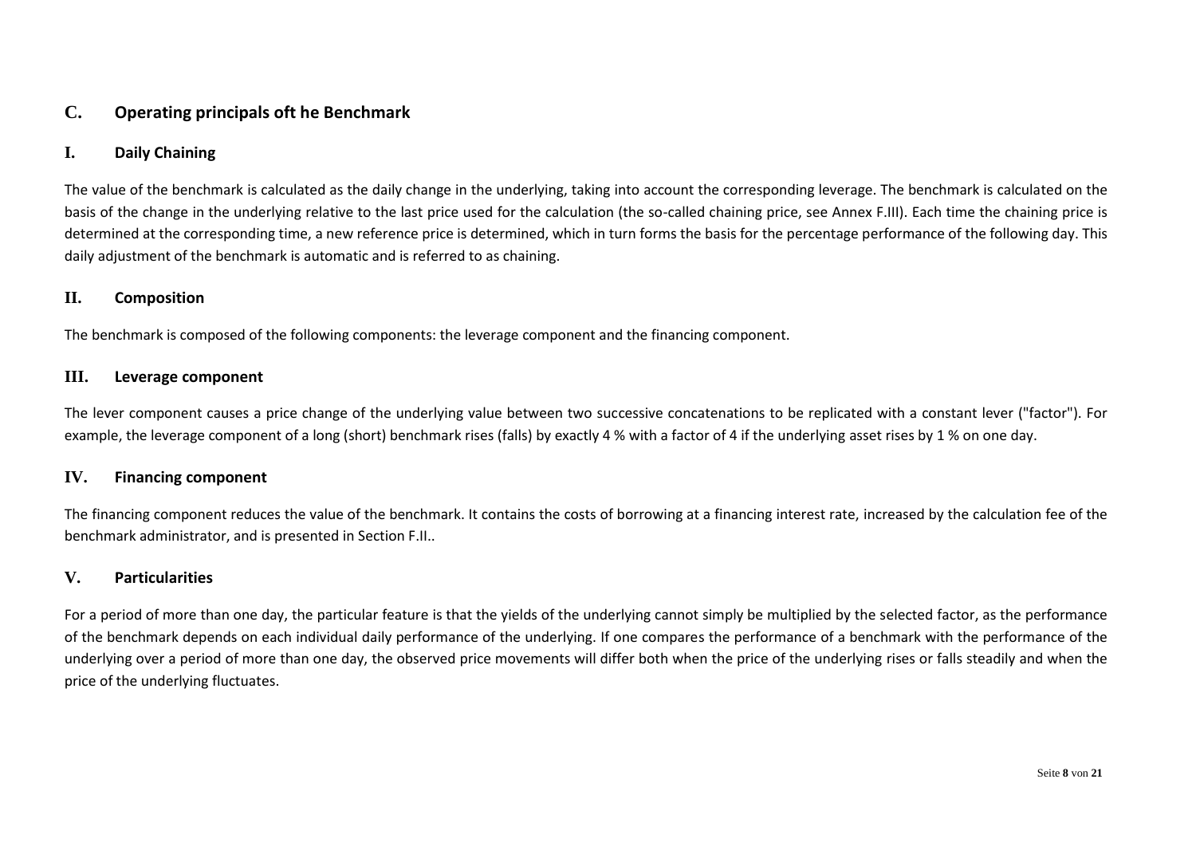## C. Operating principals oft he Benchmark

### I. Daily Chaining

The value of the benchmark is calculated as the daily change in the underlying, taking into account the corresponding leverage. The benchmark is calculated on the basis of the change in the underlying relative to the last price used for the calculation (the so-called chaining price, see Annex F.III). Each time the chaining price is determined at the corresponding time, a new reference price is determined, which in turn forms the basis for the percentage performance of the following day. This daily adjustment of the benchmark is automatic and is referred to as chaining.

### II. Composition

The benchmark is composed of the following components: the leverage component and the financing component.

### III. Leverage component

The lever component causes a price change of the underlying value between two successive concatenations to be replicated with a constant lever ("factor"). For example, the leverage component of a long (short) benchmark rises (falls) by exactly 4 % with a factor of 4 if the underlying asset rises by 1 % on one day.

### IV. Financing component

The financing component reduces the value of the benchmark. It contains the costs of borrowing at a financing interest rate, increased by the calculation fee of the benchmark administrator, and is presented in Section F.II..

### V. Particularities

For a period of more than one day, the particular feature is that the yields of the underlying cannot simply be multiplied by the selected factor, as the performance of the benchmark depends on each individual daily performance of the underlying. If one compares the performance of a benchmark with the performance of the underlying over a period of more than one day, the observed price movements will differ both when the price of the underlying rises or falls steadily and when the price of the underlying fluctuates.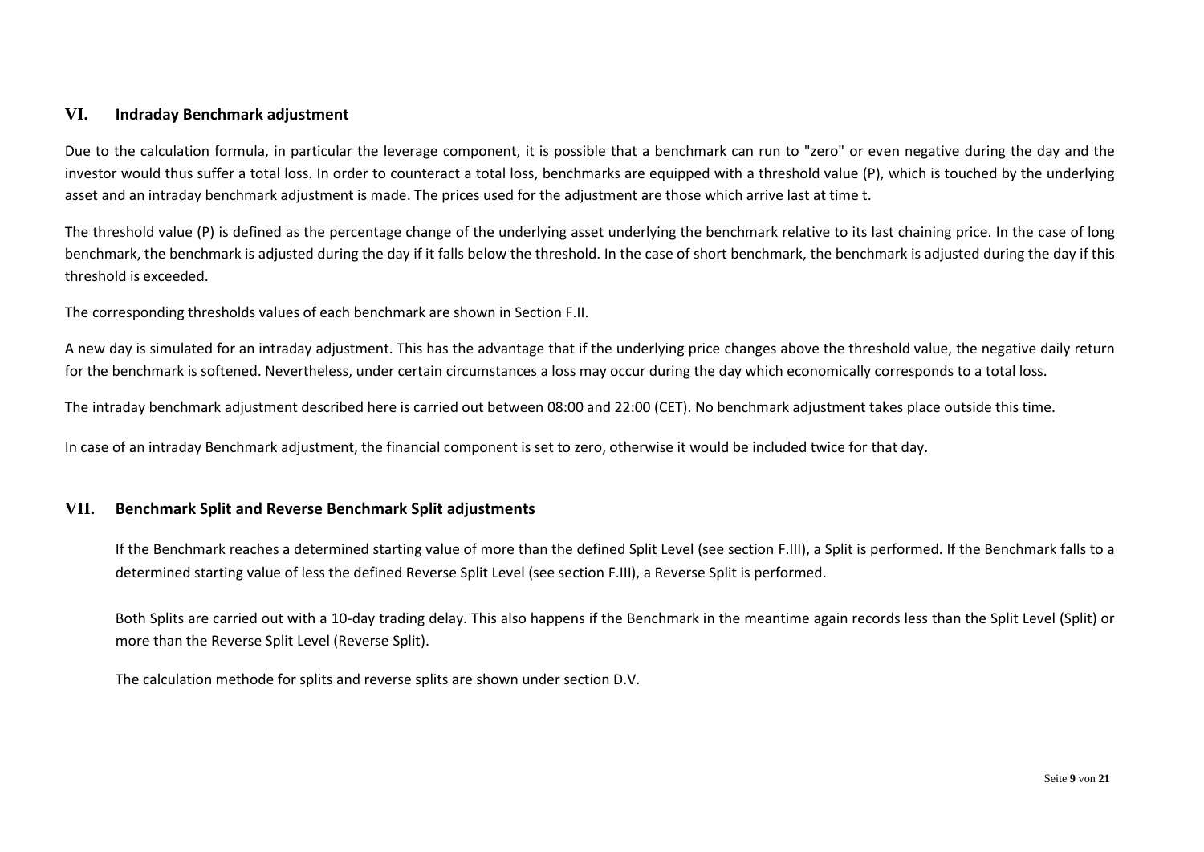## VI. Indraday Benchmark adjustment

Due to the calculation formula, in particular the leverage component, it is possible that a benchmark can run to "zero" or even negative during the day and the investor would thus suffer a total loss. In order to counteract a total loss, benchmarks are equipped with a threshold value (P), which is touched by the underlying asset and an intraday benchmark adjustment is made. The prices used for the adjustment are those which arrive last at time t.

The threshold value (P) is defined as the percentage change of the underlying asset underlying the benchmark relative to its last chaining price. In the case of long benchmark, the benchmark is adjusted during the day if it falls below the threshold. In the case of short benchmark, the benchmark is adjusted during the day if this threshold is exceeded.

The corresponding thresholds values of each benchmark are shown in Section F.II.

A new day is simulated for an intraday adjustment. This has the advantage that if the underlying price changes above the threshold value, the negative daily return for the benchmark is softened. Nevertheless, under certain circumstances a loss may occur during the day which economically corresponds to a total loss.

The intraday benchmark adjustment described here is carried out between 08:00 and 22:00 (CET). No benchmark adjustment takes place outside this time.

In case of an intraday Benchmark adjustment, the financial component is set to zero, otherwise it would be included twice for that day.

## VII. Benchmark Split and Reverse Benchmark Split adjustments

If the Benchmark reaches a determined starting value of more than the defined Split Level (see section F.III), a Split is performed. If the Benchmark falls to a determined starting value of less the defined Reverse Split Level (see section F.III), a Reverse Split is performed.

Both Splits are carried out with a 10-day trading delay. This also happens if the Benchmark in the meantime again records less than the Split Level (Split) or more than the Reverse Split Level (Reverse Split).

The calculation methode for splits and reverse splits are shown under section D.V.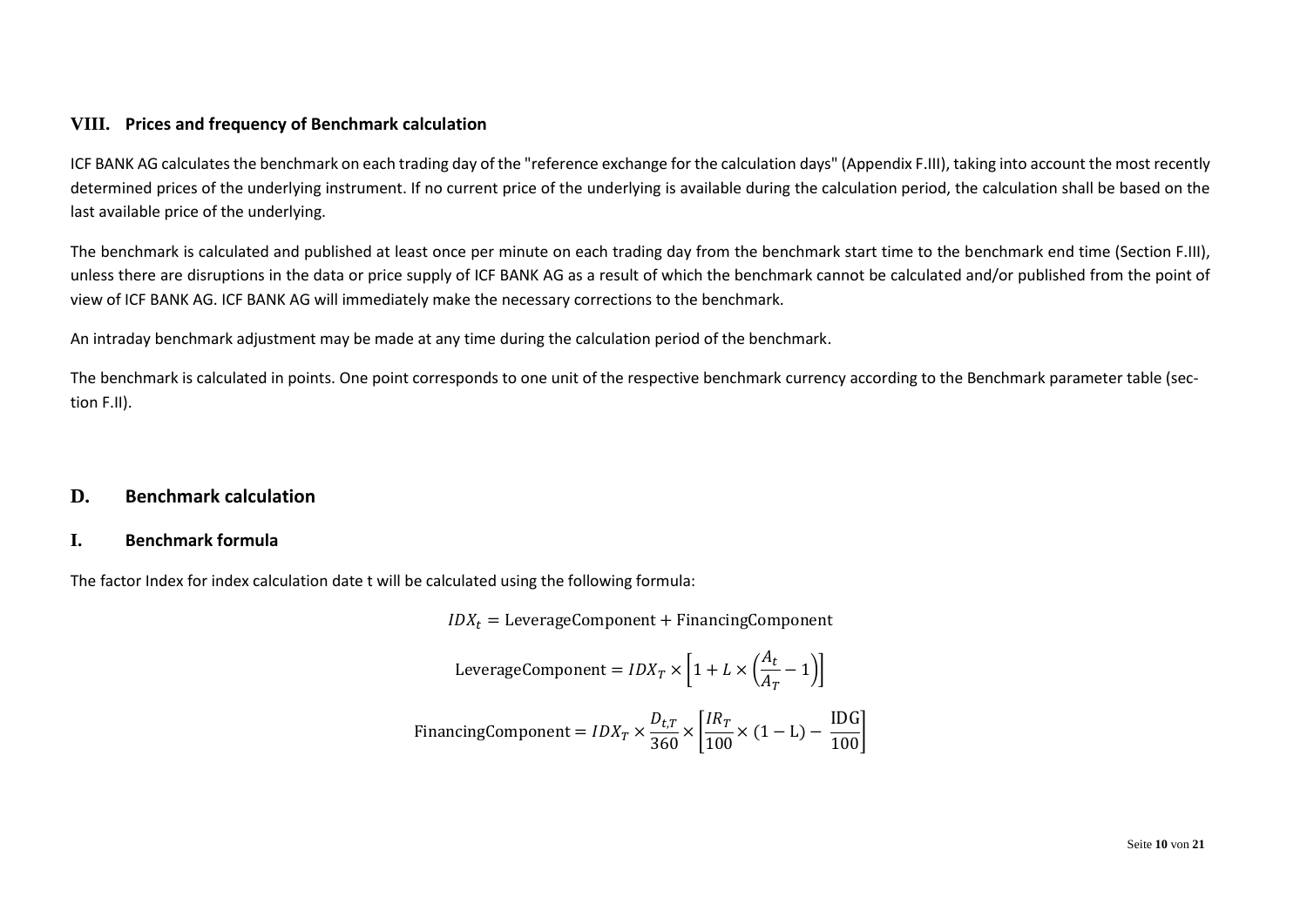### VIII. Prices and frequency of Benchmark calculation

ICF BANK AG calculates the benchmark on each trading day of the "reference exchange for the calculation days" (Appendix F.III), taking into account the most recently determined prices of the underlying instrument. If no current price of the underlying is available during the calculation period, the calculation shall be based on the last available price of the underlying.

The benchmark is calculated and published at least once per minute on each trading day from the benchmark start time to the benchmark end time (Section F.III), unless there are disruptions in the data or price supply of ICF BANK AG as a result of which the benchmark cannot be calculated and/or published from the point of view of ICF BANK AG. ICF BANK AG will immediately make the necessary corrections to the benchmark.

An intraday benchmark adjustment may be made at any time during the calculation period of the benchmark.

The benchmark is calculated in points. One point corresponds to one unit of the respective benchmark currency according to the Benchmark parameter table (section F.II).

## D. Benchmark calculation

### I. Benchmark formula

The factor Index for index calculation date t will be calculated using the following formula:

$$IDX_t = \text{LeverageComponent} + \text{FinancingComponent}$$

$$\text{LeverageComponent} = IDX_T \times \left[1 + L \times \left(\frac{A_t}{A_T} - 1\right)\right]$$

$$\text{FinancingComponent} = IDX_T \times \frac{D_{t,T}}{360} \times \left[\frac{IR_T}{100} \times (1 - \text{L}) - \frac{\text{IDG}}{100}\right]$$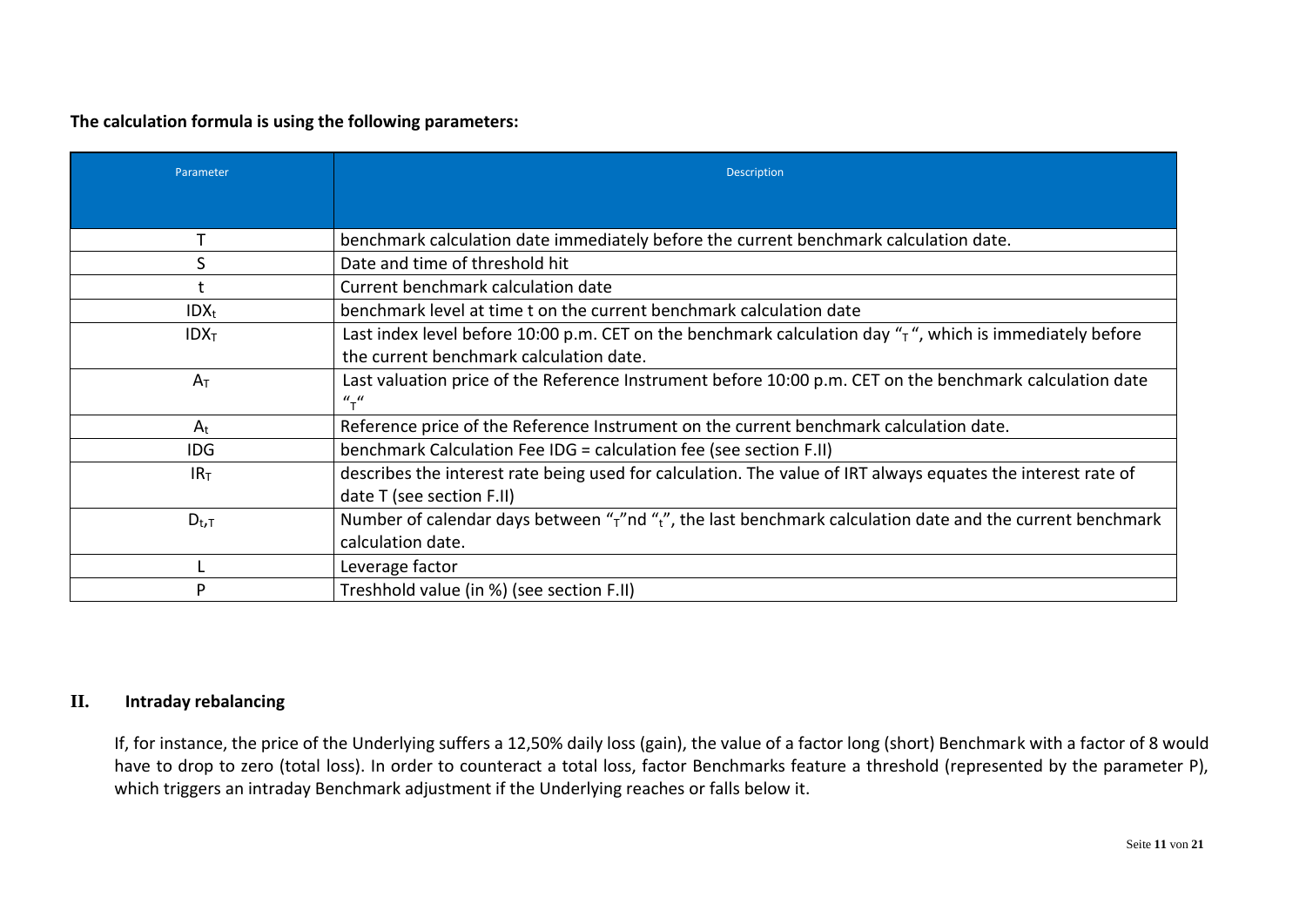**The calculation formula is using the following parameters:**

| Parameter | Description |
|---|---|
| T | benchmark calculation date immediately before the current benchmark calculation date. |
| S | Date and time of threshold hit |
| t | Current benchmark calculation date |
| $IDX_t$ | benchmark level at time t on the current benchmark calculation date |
| $IDX_T$ | Last index level before 10:00 p.m. CET on the benchmark calculation day "$_T$ ", which is immediately before the current benchmark calculation date. |
| $A_T$ | Last valuation price of the Reference Instrument before 10:00 p.m. CET on the benchmark calculation date "$_T$" |
| $A_t$ | Reference price of the Reference Instrument on the current benchmark calculation date. |
| IDG | benchmark Calculation Fee IDG = calculation fee (see section F.II) |
| $IR_T$ | describes the interest rate being used for calculation. The value of IRT always equates the interest rate of date T (see section F.II) |
| $D_{t,T}$ | Number of calendar days between "$_T$"nd "$_t$", the last benchmark calculation date and the current benchmark calculation date. |
| L | Leverage factor |
| P | Treshhold value (in %) (see section F.II) |

## II. Intraday rebalancing

If, for instance, the price of the Underlying suffers a 12,50% daily loss (gain), the value of a factor long (short) Benchmark with a factor of 8 would have to drop to zero (total loss). In order to counteract a total loss, factor Benchmarks feature a threshold (represented by the parameter P), which triggers an intraday Benchmark adjustment if the Underlying reaches or falls below it.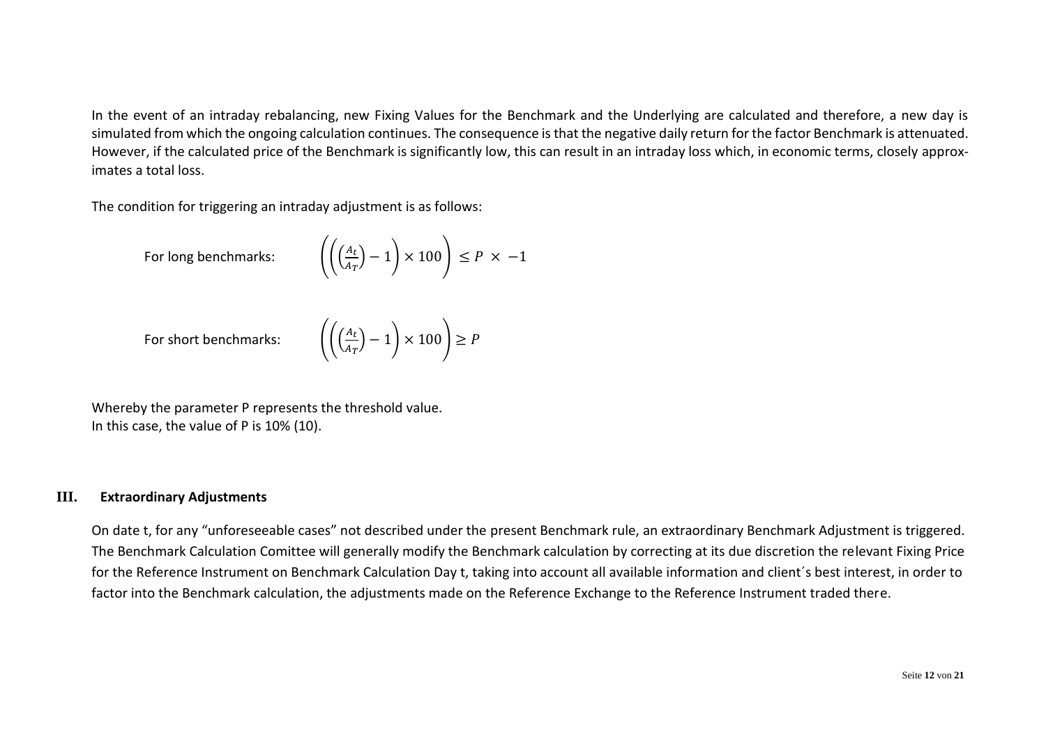In the event of an intraday rebalancing, new Fixing Values for the Benchmark and the Underlying are calculated and therefore, a new day is simulated from which the ongoing calculation continues. The consequence is that the negative daily return for the factor Benchmark is attenuated. However, if the calculated price of the Benchmark is significantly low, this can result in an intraday loss which, in economic terms, closely approximates a total loss.

The condition for triggering an intraday adjustment is as follows:

For long benchmarks:

$$\left(\left(\left(\frac{A_t}{A_T}\right) - 1\right) \times 100\right) \leq P \times -1$$

For short benchmarks:

$$\left(\left(\left(\frac{A_t}{A_T}\right) - 1\right) \times 100\right) \geq P$$

Whereby the parameter P represents the threshold value.
In this case, the value of P is 10% (10).

## III. Extraordinary Adjustments

On date t, for any "unforeseeable cases" not described under the present Benchmark rule, an extraordinary Benchmark Adjustment is triggered. The Benchmark Calculation Comittee will generally modify the Benchmark calculation by correcting at its due discretion the relevant Fixing Price for the Reference Instrument on Benchmark Calculation Day t, taking into account all available information and client´s best interest, in order to factor into the Benchmark calculation, the adjustments made on the Reference Exchange to the Reference Instrument traded there.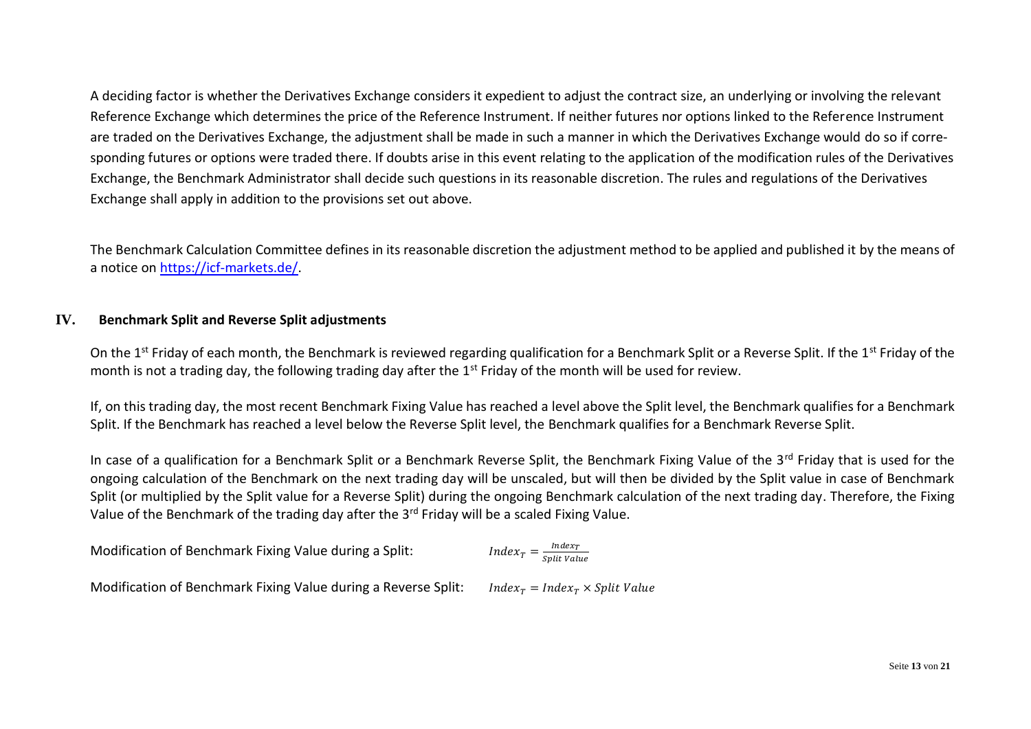A deciding factor is whether the Derivatives Exchange considers it expedient to adjust the contract size, an underlying or involving the relevant Reference Exchange which determines the price of the Reference Instrument. If neither futures nor options linked to the Reference Instrument are traded on the Derivatives Exchange, the adjustment shall be made in such a manner in which the Derivatives Exchange would do so if corresponding futures or options were traded there. If doubts arise in this event relating to the application of the modification rules of the Derivatives Exchange, the Benchmark Administrator shall decide such questions in its reasonable discretion. The rules and regulations of the Derivatives Exchange shall apply in addition to the provisions set out above.

The Benchmark Calculation Committee defines in its reasonable discretion the adjustment method to be applied and published it by the means of a notice on [https://icf-markets.de/](https://icf-markets.de/).

## IV. Benchmark Split and Reverse Split adjustments

On the 1st Friday of each month, the Benchmark is reviewed regarding qualification for a Benchmark Split or a Reverse Split. If the 1st Friday of the month is not a trading day, the following trading day after the 1st Friday of the month will be used for review.

If, on this trading day, the most recent Benchmark Fixing Value has reached a level above the Split level, the Benchmark qualifies for a Benchmark Split. If the Benchmark has reached a level below the Reverse Split level, the Benchmark qualifies for a Benchmark Reverse Split.

In case of a qualification for a Benchmark Split or a Benchmark Reverse Split, the Benchmark Fixing Value of the 3rd Friday that is used for the ongoing calculation of the Benchmark on the next trading day will be unscaled, but will then be divided by the Split value in case of Benchmark Split (or multiplied by the Split value for a Reverse Split) during the ongoing Benchmark calculation of the next trading day. Therefore, the Fixing Value of the Benchmark of the trading day after the 3rd Friday will be a scaled Fixing Value.

Modification of Benchmark Fixing Value during a Split: $Index_T = \frac{Index_T}{Split\ Value}$

Modification of Benchmark Fixing Value during a Reverse Split: $Index_T = Index_T \times Split\ Value$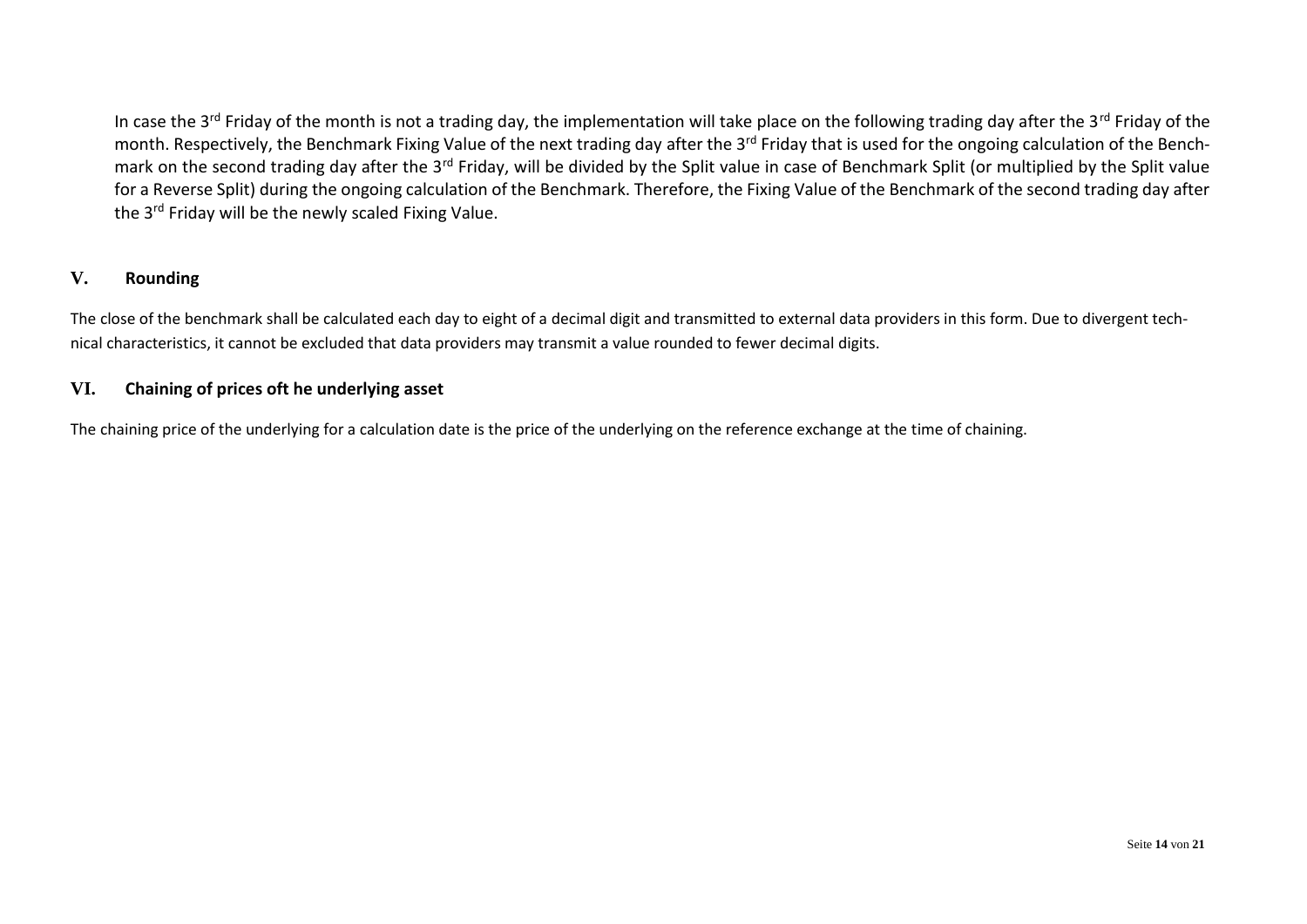In case the 3rd Friday of the month is not a trading day, the implementation will take place on the following trading day after the 3rd Friday of the month. Respectively, the Benchmark Fixing Value of the next trading day after the 3rd Friday that is used for the ongoing calculation of the Benchmark on the second trading day after the 3rd Friday, will be divided by the Split value in case of Benchmark Split (or multiplied by the Split value for a Reverse Split) during the ongoing calculation of the Benchmark. Therefore, the Fixing Value of the Benchmark of the second trading day after the 3rd Friday will be the newly scaled Fixing Value.

## V. Rounding

The close of the benchmark shall be calculated each day to eight of a decimal digit and transmitted to external data providers in this form. Due to divergent technical characteristics, it cannot be excluded that data providers may transmit a value rounded to fewer decimal digits.

## VI. Chaining of prices oft he underlying asset

The chaining price of the underlying for a calculation date is the price of the underlying on the reference exchange at the time of chaining.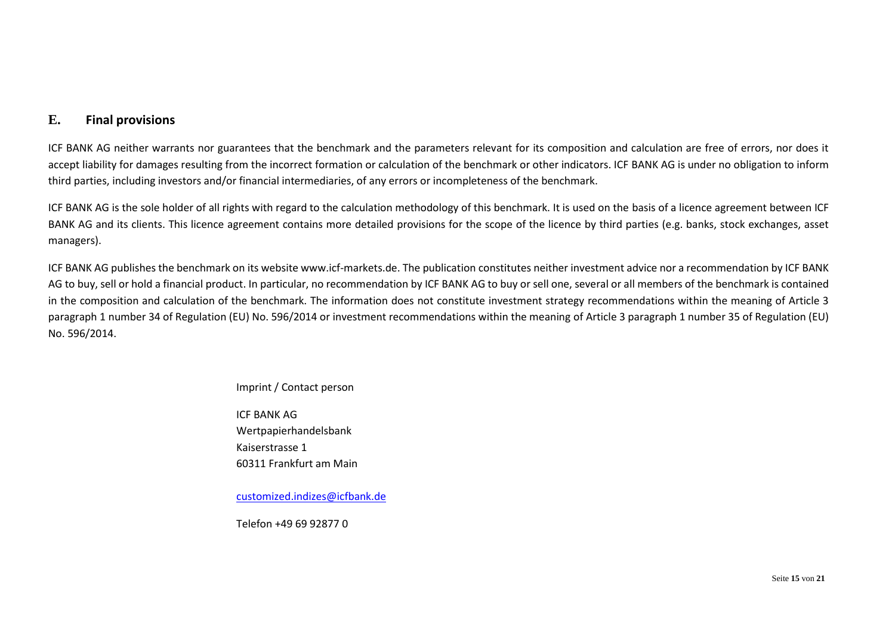## E. Final provisions

ICF BANK AG neither warrants nor guarantees that the benchmark and the parameters relevant for its composition and calculation are free of errors, nor does it accept liability for damages resulting from the incorrect formation or calculation of the benchmark or other indicators. ICF BANK AG is under no obligation to inform third parties, including investors and/or financial intermediaries, of any errors or incompleteness of the benchmark.

ICF BANK AG is the sole holder of all rights with regard to the calculation methodology of this benchmark. It is used on the basis of a licence agreement between ICF BANK AG and its clients. This licence agreement contains more detailed provisions for the scope of the licence by third parties (e.g. banks, stock exchanges, asset managers).

ICF BANK AG publishes the benchmark on its website www.icf-markets.de. The publication constitutes neither investment advice nor a recommendation by ICF BANK AG to buy, sell or hold a financial product. In particular, no recommendation by ICF BANK AG to buy or sell one, several or all members of the benchmark is contained in the composition and calculation of the benchmark. The information does not constitute investment strategy recommendations within the meaning of Article 3 paragraph 1 number 34 of Regulation (EU) No. 596/2014 or investment recommendations within the meaning of Article 3 paragraph 1 number 35 of Regulation (EU) No. 596/2014.

Imprint / Contact person

ICF BANK AG
Wertpapierhandelsbank
Kaiserstrasse 1
60311 Frankfurt am Main

customized.indizes@icfbank.de

Telefon +49 69 92877 0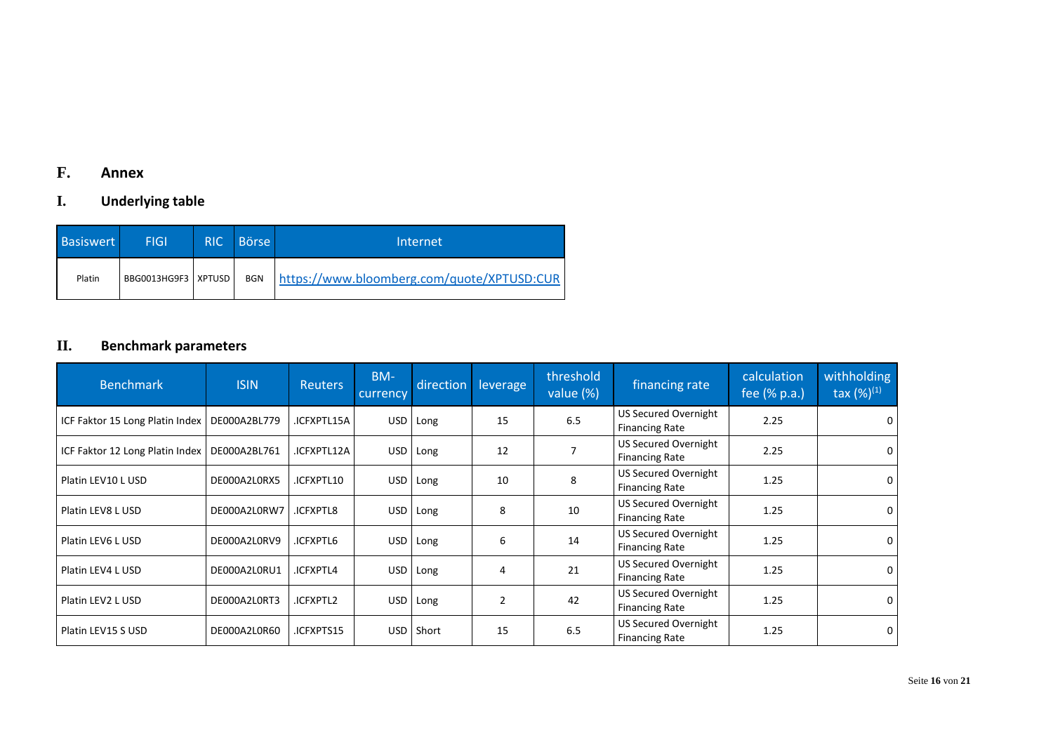# F. Annex

## I. Underlying table

| Basiswert | FIGI | RIC | Börse | Internet |
|---|---|---|---|---|
| Platin | BBG0013HG9F3 | XPTUSD | BGN | https://www.bloomberg.com/quote/XPTUSD:CUR |

## II. Benchmark parameters

| Benchmark | ISIN | Reuters | BM-currency | direction | leverage | threshold value (%) | financing rate | calculation fee (% p.a.) | withholding tax (%)[1] |
|---|---|---|---|---|---|---|---|---|---|
| ICF Faktor 15 Long Platin Index | DE000A2BL779 | .ICFXPTL15A | USD | Long | 15 | 6.5 | US Secured Overnight Financing Rate | 2.25 | 0 |
| ICF Faktor 12 Long Platin Index | DE000A2BL761 | .ICFXPTL12A | USD | Long | 12 | 7 | US Secured Overnight Financing Rate | 2.25 | 0 |
| Platin LEV10 L USD | DE000A2L0RX5 | .ICFXPTL10 | USD | Long | 10 | 8 | US Secured Overnight Financing Rate | 1.25 | 0 |
| Platin LEV8 L USD | DE000A2L0RW7 | .ICFXPTL8 | USD | Long | 8 | 10 | US Secured Overnight Financing Rate | 1.25 | 0 |
| Platin LEV6 L USD | DE000A2L0RV9 | .ICFXPTL6 | USD | Long | 6 | 14 | US Secured Overnight Financing Rate | 1.25 | 0 |
| Platin LEV4 L USD | DE000A2L0RU1 | .ICFXPTL4 | USD | Long | 4 | 21 | US Secured Overnight Financing Rate | 1.25 | 0 |
| Platin LEV2 L USD | DE000A2L0RT3 | .ICFXPTL2 | USD | Long | 2 | 42 | US Secured Overnight Financing Rate | 1.25 | 0 |
| Platin LEV15 S USD | DE000A2L0R60 | .ICFXPTS15 | USD | Short | 15 | 6.5 | US Secured Overnight Financing Rate | 1.25 | 0 |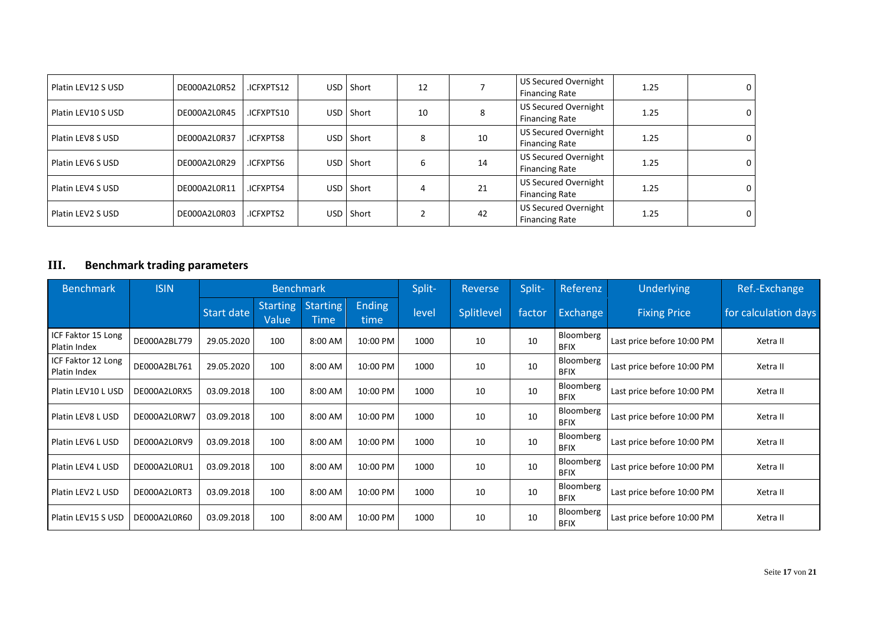| | | | | | | | | | |
|---|---|---|---|---|---|---|---|---|---|
| Platin LEV12 S USD | DE000A2L0R52 | .ICFXPTS12 | USD | Short | 12 | 7 | US Secured Overnight Financing Rate | 1.25 | 0 |
| Platin LEV10 S USD | DE000A2L0R45 | .ICFXPTS10 | USD | Short | 10 | 8 | US Secured Overnight Financing Rate | 1.25 | 0 |
| Platin LEV8 S USD | DE000A2L0R37 | .ICFXPTS8 | USD | Short | 8 | 10 | US Secured Overnight Financing Rate | 1.25 | 0 |
| Platin LEV6 S USD | DE000A2L0R29 | .ICFXPTS6 | USD | Short | 6 | 14 | US Secured Overnight Financing Rate | 1.25 | 0 |
| Platin LEV4 S USD | DE000A2L0R11 | .ICFXPTS4 | USD | Short | 4 | 21 | US Secured Overnight Financing Rate | 1.25 | 0 |
| Platin LEV2 S USD | DE000A2L0R03 | .ICFXPTS2 | USD | Short | 2 | 42 | US Secured Overnight Financing Rate | 1.25 | 0 |

## III. Benchmark trading parameters

| Benchmark | ISIN | Benchmark | | | | Split- | Reverse | Split- | Referenz | Underlying | Ref.-Exchange |
|---|---|---|---|---|---|---|---|---|---|---|---|
| | | Start date | Starting Value | Starting Time | Ending time | level | Splitlevel | factor | Exchange | Fixing Price | for calculation days |
| ICF Faktor 15 Long Platin Index | DE000A2BL779 | 29.05.2020 | 100 | 8:00 AM | 10:00 PM | 1000 | 10 | 10 | Bloomberg BFIX | Last price before 10:00 PM | Xetra II |
| ICF Faktor 12 Long Platin Index | DE000A2BL761 | 29.05.2020 | 100 | 8:00 AM | 10:00 PM | 1000 | 10 | 10 | Bloomberg BFIX | Last price before 10:00 PM | Xetra II |
| Platin LEV10 L USD | DE000A2L0RX5 | 03.09.2018 | 100 | 8:00 AM | 10:00 PM | 1000 | 10 | 10 | Bloomberg BFIX | Last price before 10:00 PM | Xetra II |
| Platin LEV8 L USD | DE000A2L0RW7 | 03.09.2018 | 100 | 8:00 AM | 10:00 PM | 1000 | 10 | 10 | Bloomberg BFIX | Last price before 10:00 PM | Xetra II |
| Platin LEV6 L USD | DE000A2L0RV9 | 03.09.2018 | 100 | 8:00 AM | 10:00 PM | 1000 | 10 | 10 | Bloomberg BFIX | Last price before 10:00 PM | Xetra II |
| Platin LEV4 L USD | DE000A2L0RU1 | 03.09.2018 | 100 | 8:00 AM | 10:00 PM | 1000 | 10 | 10 | Bloomberg BFIX | Last price before 10:00 PM | Xetra II |
| Platin LEV2 L USD | DE000A2L0RT3 | 03.09.2018 | 100 | 8:00 AM | 10:00 PM | 1000 | 10 | 10 | Bloomberg BFIX | Last price before 10:00 PM | Xetra II |
| Platin LEV15 S USD | DE000A2L0R60 | 03.09.2018 | 100 | 8:00 AM | 10:00 PM | 1000 | 10 | 10 | Bloomberg BFIX | Last price before 10:00 PM | Xetra II |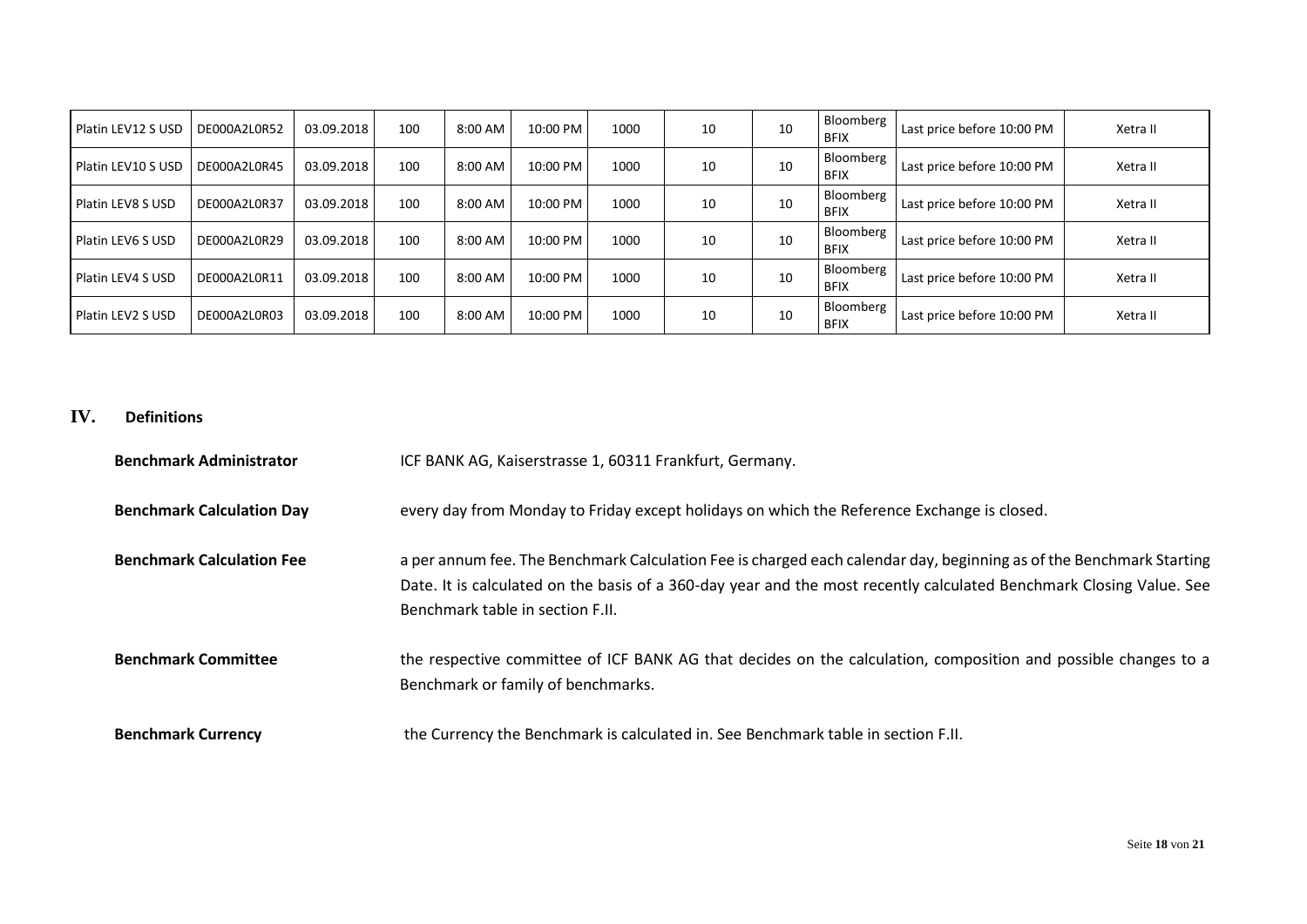| Platin LEV12 S USD | DE000A2L0R52 | 03.09.2018 | 100 | 8:00 AM | 10:00 PM | 1000 | 10 | 10 | Bloomberg BFIX | Last price before 10:00 PM | Xetra II |
|---|---|---|---|---|---|---|---|---|---|---|---|
| Platin LEV10 S USD | DE000A2L0R45 | 03.09.2018 | 100 | 8:00 AM | 10:00 PM | 1000 | 10 | 10 | Bloomberg BFIX | Last price before 10:00 PM | Xetra II |
| Platin LEV8 S USD | DE000A2L0R37 | 03.09.2018 | 100 | 8:00 AM | 10:00 PM | 1000 | 10 | 10 | Bloomberg BFIX | Last price before 10:00 PM | Xetra II |
| Platin LEV6 S USD | DE000A2L0R29 | 03.09.2018 | 100 | 8:00 AM | 10:00 PM | 1000 | 10 | 10 | Bloomberg BFIX | Last price before 10:00 PM | Xetra II |
| Platin LEV4 S USD | DE000A2L0R11 | 03.09.2018 | 100 | 8:00 AM | 10:00 PM | 1000 | 10 | 10 | Bloomberg BFIX | Last price before 10:00 PM | Xetra II |
| Platin LEV2 S USD | DE000A2L0R03 | 03.09.2018 | 100 | 8:00 AM | 10:00 PM | 1000 | 10 | 10 | Bloomberg BFIX | Last price before 10:00 PM | Xetra II |

## IV. Definitions

**Benchmark Administrator** ICF BANK AG, Kaiserstrasse 1, 60311 Frankfurt, Germany.

**Benchmark Calculation Day** every day from Monday to Friday except holidays on which the Reference Exchange is closed.

**Benchmark Calculation Fee** a per annum fee. The Benchmark Calculation Fee is charged each calendar day, beginning as of the Benchmark Starting Date. It is calculated on the basis of a 360-day year and the most recently calculated Benchmark Closing Value. See Benchmark table in section F.II.

**Benchmark Committee** the respective committee of ICF BANK AG that decides on the calculation, composition and possible changes to a Benchmark or family of benchmarks.

**Benchmark Currency** the Currency the Benchmark is calculated in. See Benchmark table in section F.II.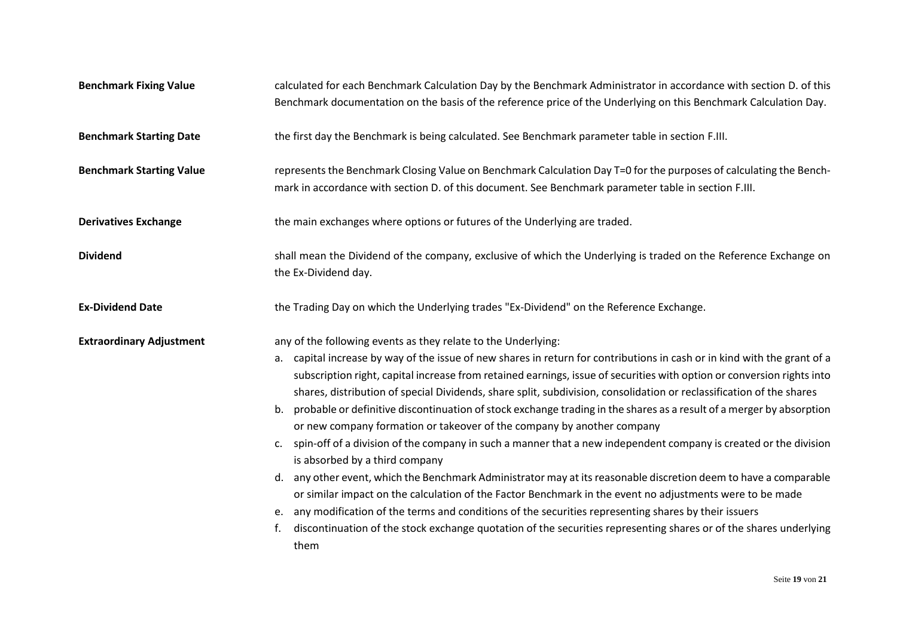**Benchmark Fixing Value** calculated for each Benchmark Calculation Day by the Benchmark Administrator in accordance with section D. of this Benchmark documentation on the basis of the reference price of the Underlying on this Benchmark Calculation Day.

**Benchmark Starting Date** the first day the Benchmark is being calculated. See Benchmark parameter table in section F.III.

**Benchmark Starting Value** represents the Benchmark Closing Value on Benchmark Calculation Day T=0 for the purposes of calculating the Benchmark in accordance with section D. of this document. See Benchmark parameter table in section F.III.

**Derivatives Exchange** the main exchanges where options or futures of the Underlying are traded.

**Dividend** shall mean the Dividend of the company, exclusive of which the Underlying is traded on the Reference Exchange on the Ex-Dividend day.

**Ex-Dividend Date** the Trading Day on which the Underlying trades "Ex-Dividend" on the Reference Exchange.

**Extraordinary Adjustment** any of the following events as they relate to the Underlying:

a. capital increase by way of the issue of new shares in return for contributions in cash or in kind with the grant of a subscription right, capital increase from retained earnings, issue of securities with option or conversion rights into shares, distribution of special Dividends, share split, subdivision, consolidation or reclassification of the shares
b. probable or definitive discontinuation of stock exchange trading in the shares as a result of a merger by absorption or new company formation or takeover of the company by another company
c. spin-off of a division of the company in such a manner that a new independent company is created or the division is absorbed by a third company
d. any other event, which the Benchmark Administrator may at its reasonable discretion deem to have a comparable or similar impact on the calculation of the Factor Benchmark in the event no adjustments were to be made
e. any modification of the terms and conditions of the securities representing shares by their issuers
f. discontinuation of the stock exchange quotation of the securities representing shares or of the shares underlying them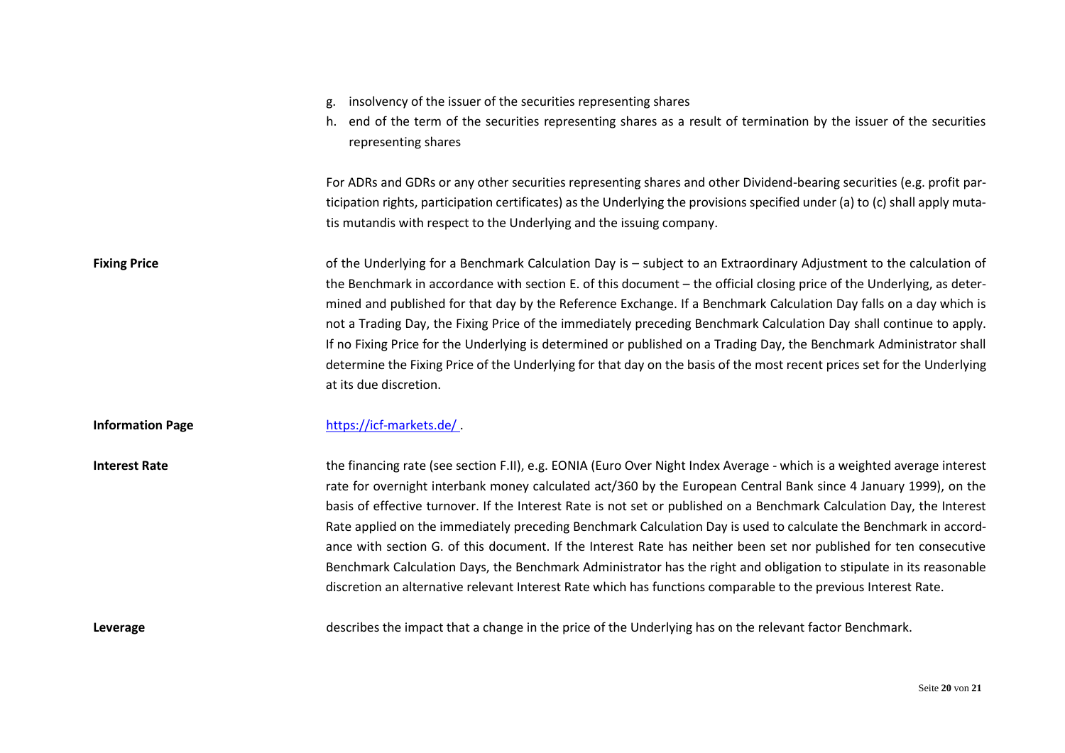g. insolvency of the issuer of the securities representing shares
h. end of the term of the securities representing shares as a result of termination by the issuer of the securities representing shares

For ADRs and GDRs or any other securities representing shares and other Dividend-bearing securities (e.g. profit participation rights, participation certificates) as the Underlying the provisions specified under (a) to (c) shall apply mutatis mutandis with respect to the Underlying and the issuing company.

**Fixing Price**

of the Underlying for a Benchmark Calculation Day is – subject to an Extraordinary Adjustment to the calculation of the Benchmark in accordance with section E. of this document – the official closing price of the Underlying, as determined and published for that day by the Reference Exchange. If a Benchmark Calculation Day falls on a day which is not a Trading Day, the Fixing Price of the immediately preceding Benchmark Calculation Day shall continue to apply. If no Fixing Price for the Underlying is determined or published on a Trading Day, the Benchmark Administrator shall determine the Fixing Price of the Underlying for that day on the basis of the most recent prices set for the Underlying at its due discretion.

**Information Page**

https://icf-markets.de/ .

**Interest Rate**

the financing rate (see section F.II), e.g. EONIA (Euro Over Night Index Average - which is a weighted average interest rate for overnight interbank money calculated act/360 by the European Central Bank since 4 January 1999), on the basis of effective turnover. If the Interest Rate is not set or published on a Benchmark Calculation Day, the Interest Rate applied on the immediately preceding Benchmark Calculation Day is used to calculate the Benchmark in accordance with section G. of this document. If the Interest Rate has neither been set nor published for ten consecutive Benchmark Calculation Days, the Benchmark Administrator has the right and obligation to stipulate in its reasonable discretion an alternative relevant Interest Rate which has functions comparable to the previous Interest Rate.

**Leverage**

describes the impact that a change in the price of the Underlying has on the relevant factor Benchmark.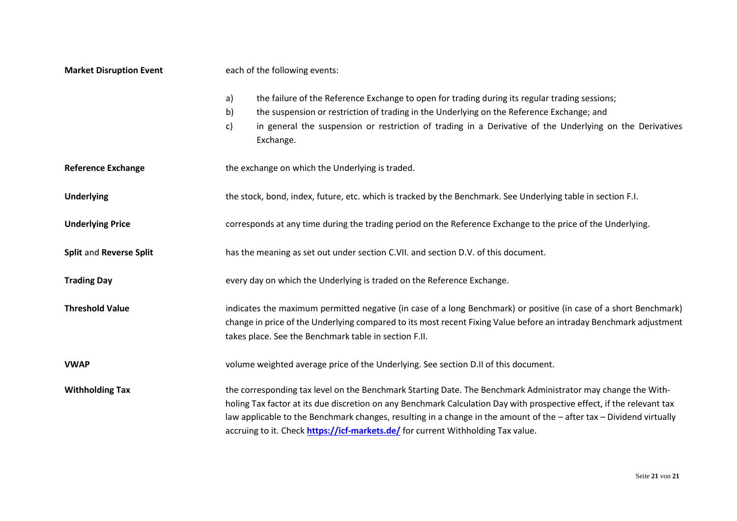**Market Disruption Event** each of the following events:

a) the failure of the Reference Exchange to open for trading during its regular trading sessions;
b) the suspension or restriction of trading in the Underlying on the Reference Exchange; and
c) in general the suspension or restriction of trading in a Derivative of the Underlying on the Derivatives Exchange.

**Reference Exchange** the exchange on which the Underlying is traded.

**Underlying** the stock, bond, index, future, etc. which is tracked by the Benchmark. See Underlying table in section F.I.

**Underlying Price** corresponds at any time during the trading period on the Reference Exchange to the price of the Underlying.

**Split** and **Reverse Split** has the meaning as set out under section C.VII. and section D.V. of this document.

**Trading Day** every day on which the Underlying is traded on the Reference Exchange.

**Threshold Value** indicates the maximum permitted negative (in case of a long Benchmark) or positive (in case of a short Benchmark) change in price of the Underlying compared to its most recent Fixing Value before an intraday Benchmark adjustment takes place. See the Benchmark table in section F.II.

**VWAP** volume weighted average price of the Underlying. See section D.II of this document.

**Withholding Tax** the corresponding tax level on the Benchmark Starting Date. The Benchmark Administrator may change the Withholing Tax factor at its due discretion on any Benchmark Calculation Day with prospective effect, if the relevant tax law applicable to the Benchmark changes, resulting in a change in the amount of the – after tax – Dividend virtually accruing to it. Check **https://icf-markets.de/** for current Withholding Tax value.